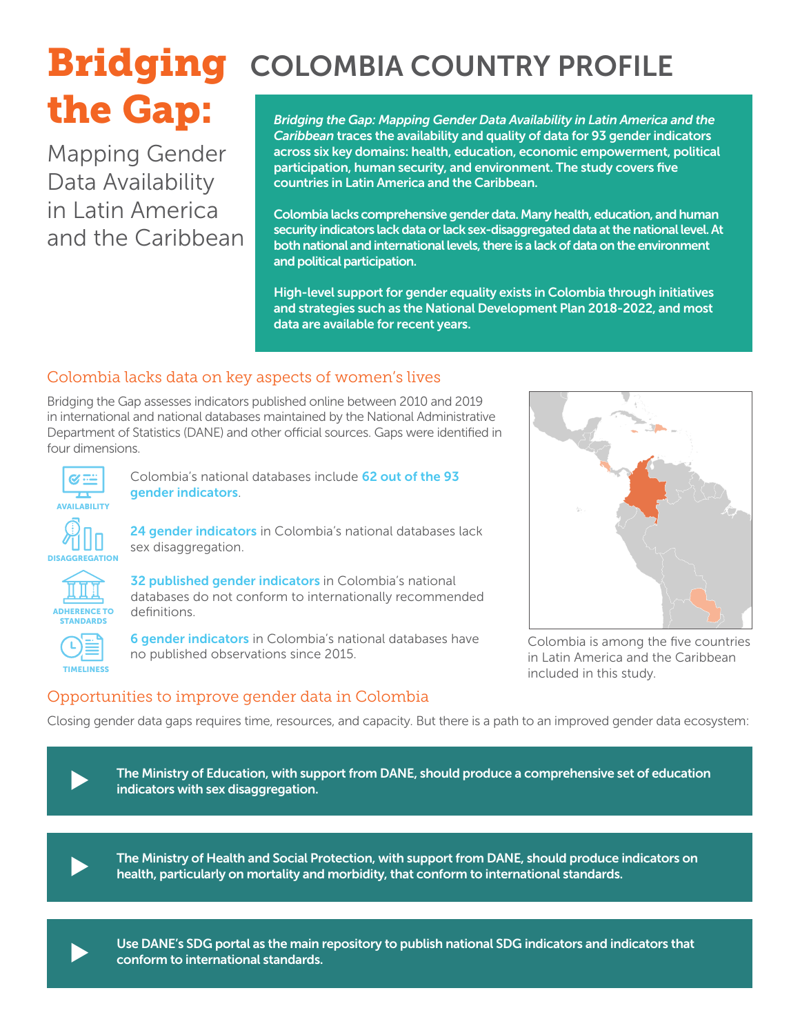# Bridging the Gap:

Mapping Gender Data Availability in Latin America and the Caribbean

# COLOMBIA COUNTRY PROFILE

***Bridging the Gap: Mapping Gender Data Availability in Latin America and the Caribbean*** **traces the availability and quality of data for 93 gender indicators across six key domains: health, education, economic empowerment, political participation, human security, and environment. The study covers five countries in Latin America and the Caribbean.**

**Colombia lacks comprehensive gender data. Many health, education, and human security indicators lack data or lack sex-disaggregated data at the national level. At both national and international levels, there is a lack of data on the environment and political participation.**

**High-level support for gender equality exists in Colombia through initiatives and strategies such as the National Development Plan 2018-2022, and most data are available for recent years.**

## Colombia lacks data on key aspects of women's lives

Bridging the Gap assesses indicators published online between 2010 and 2019 in international and national databases maintained by the National Administrative Department of Statistics (DANE) and other official sources. Gaps were identified in four dimensions.

**AVAILABILITY** — Colombia's national databases include **62 out of the 93 gender indicators**.

**DISAGGREGATION** — **24 gender indicators** in Colombia's national databases lack sex disaggregation.

**ADHERENCE TO STANDARDS** — **32 published gender indicators** in Colombia's national databases do not conform to internationally recommended definitions.

**TIMELINESS** — **6 gender indicators** in Colombia's national databases have no published observations since 2015.

Colombia is among the five countries in Latin America and the Caribbean included in this study.

## Opportunities to improve gender data in Colombia

Closing gender data gaps requires time, resources, and capacity. But there is a path to an improved gender data ecosystem:

- **The Ministry of Education, with support from DANE, should produce a comprehensive set of education indicators with sex disaggregation.**
- **The Ministry of Health and Social Protection, with support from DANE, should produce indicators on health, particularly on mortality and morbidity, that conform to international standards.**
- **Use DANE's SDG portal as the main repository to publish national SDG indicators and indicators that conform to international standards.**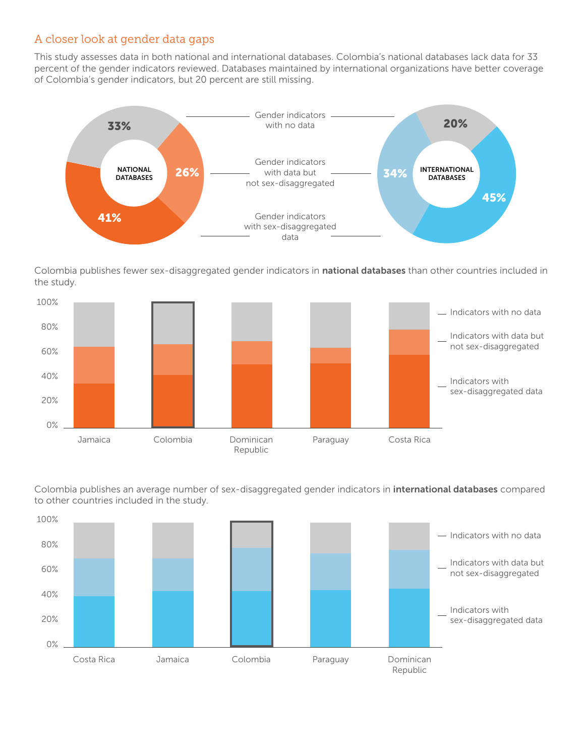## A closer look at gender data gaps

This study assesses data in both national and international databases. Colombia's national databases lack data for 33 percent of the gender indicators reviewed. Databases maintained by international organizations have better coverage of Colombia's gender indicators, but 20 percent are still missing.

| | NATIONAL DATABASES | INTERNATIONAL DATABASES |
|---|---|---|
| Gender indicators with no data | 33% | 20% |
| Gender indicators with data but not sex-disaggregated | 26% | 34% |
| Gender indicators with sex-disaggregated data | 41% | 45% |

Colombia publishes fewer sex-disaggregated gender indicators in **national databases** than other countries included in the study.

Chart categories (countries): Jamaica, Colombia, Dominican Republic, Paraguay, Costa Rica

Legend: Indicators with no data; Indicators with data but not sex-disaggregated; Indicators with sex-disaggregated data

Colombia publishes an average number of sex-disaggregated gender indicators in **international databases** compared to other countries included in the study.

Chart categories (countries): Costa Rica, Jamaica, Colombia, Paraguay, Dominican Republic

Legend: Indicators with no data; Indicators with data but not sex-disaggregated; Indicators with sex-disaggregated data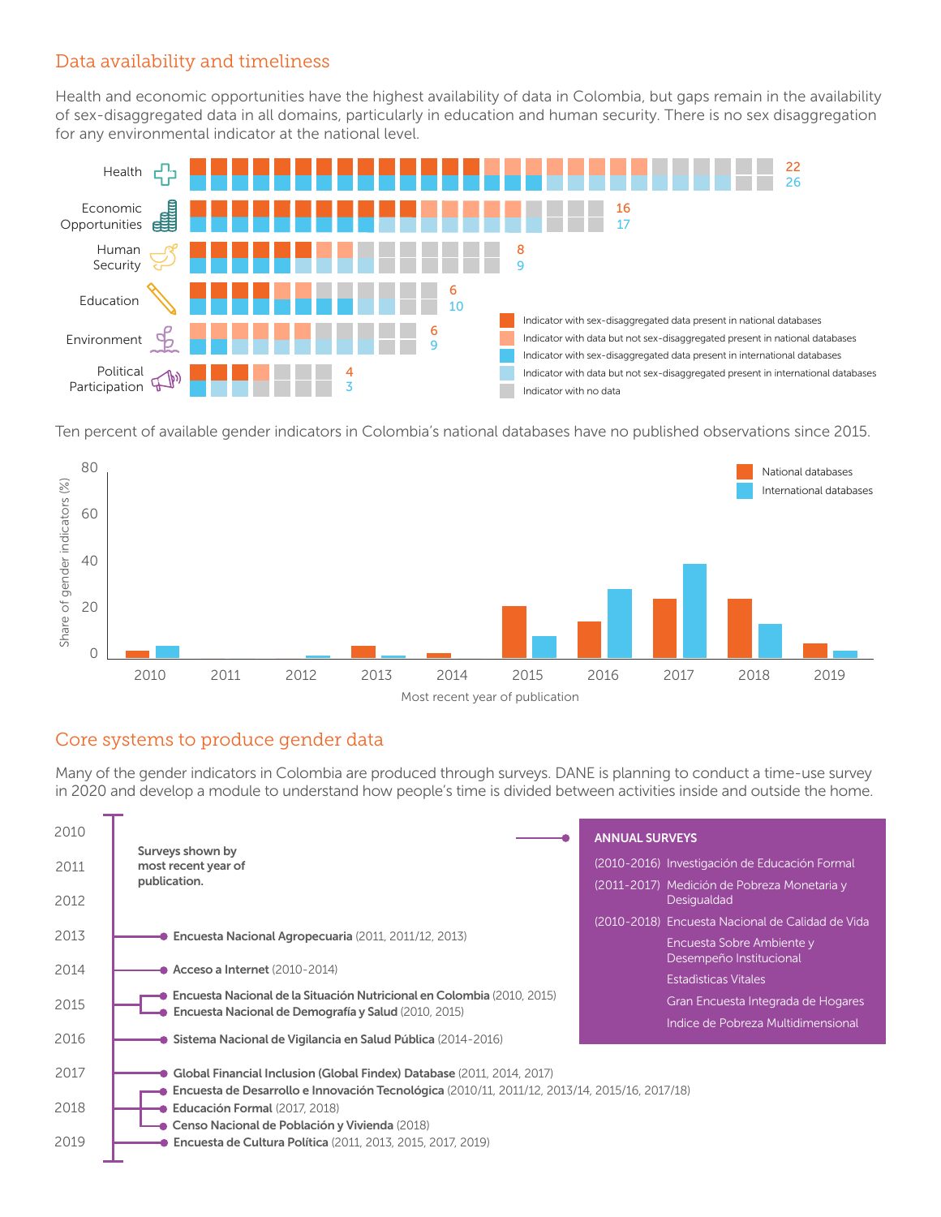## Data availability and timeliness

Health and economic opportunities have the highest availability of data in Colombia, but gaps remain in the availability of sex-disaggregated data in all domains, particularly in education and human security. There is no sex disaggregation for any environmental indicator at the national level.

| Domain | National databases | International databases |
|---|---|---|
| Health | 22 | 26 |
| Economic Opportunities | 16 | 17 |
| Human Security | 8 | 9 |
| Education | 6 | 10 |
| Environment | 6 | 9 |
| Political Participation | 4 | 3 |

- Indicator with sex-disaggregated data present in national databases
- Indicator with data but not sex-disaggregated present in national databases
- Indicator with sex-disaggregated data present in international databases
- Indicator with data but not sex-disaggregated present in international databases
- Indicator with no data

Ten percent of available gender indicators in Colombia's national databases have no published observations since 2015.

Share of gender indicators (%) by most recent year of publication (National databases / International databases), 2010–2019.

## Core systems to produce gender data

Many of the gender indicators in Colombia are produced through surveys. DANE is planning to conduct a time-use survey in 2020 and develop a module to understand how people's time is divided between activities inside and outside the home.

**Surveys shown by most recent year of publication.**

- 2013: **Encuesta Nacional Agropecuaria** (2011, 2011/12, 2013)
- 2014: **Acceso a Internet** (2010-2014)
- 2015: **Encuesta Nacional de la Situación Nutricional en Colombia** (2010, 2015)
- 2015: **Encuesta Nacional de Demografía y Salud** (2010, 2015)
- 2016: **Sistema Nacional de Vigilancia en Salud Pública** (2014-2016)
- 2017: **Global Financial Inclusion (Global Findex) Database** (2011, 2014, 2017)
- 2018: **Encuesta de Desarrollo e Innovación Tecnológica** (2010/11, 2011/12, 2013/14, 2015/16, 2017/18)
- 2018: **Educación Formal** (2017, 2018)
- 2018: **Censo Nacional de Población y Vivienda** (2018)
- 2019: **Encuesta de Cultura Política** (2011, 2013, 2015, 2017, 2019)

**ANNUAL SURVEYS**

- (2010-2016) Investigación de Educación Formal
- (2011-2017) Medición de Pobreza Monetaria y Desigualdad
- (2010-2018) Encuesta Nacional de Calidad de Vida
  - Encuesta Sobre Ambiente y Desempeño Institucional
  - Estadísticas Vitales
  - Gran Encuesta Integrada de Hogares
  - Indice de Pobreza Multidimensional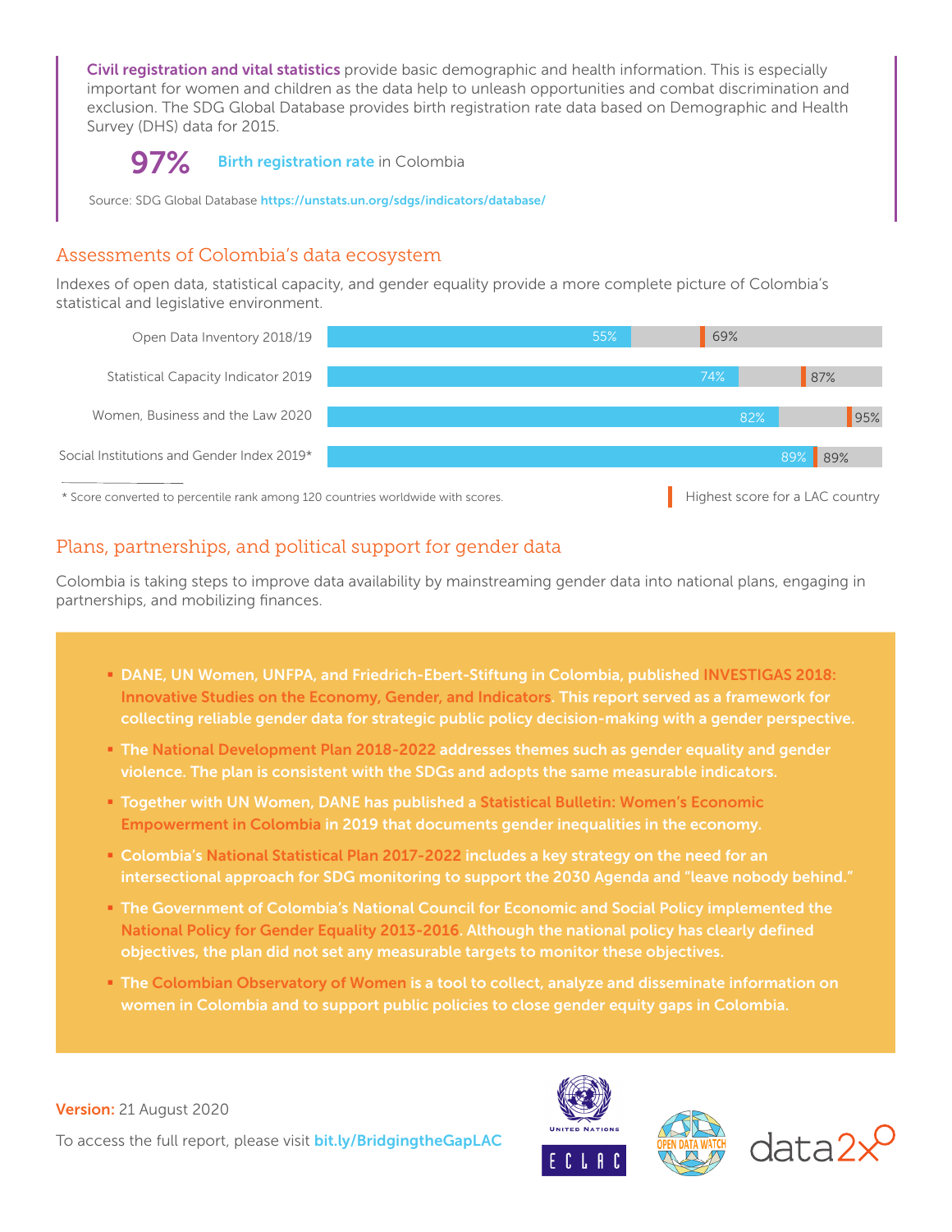**Civil registration and vital statistics** provide basic demographic and health information. This is especially important for women and children as the data help to unleash opportunities and combat discrimination and exclusion. The SDG Global Database provides birth registration rate data based on Demographic and Health Survey (DHS) data for 2015.

**97%** Birth registration rate in Colombia

Source: SDG Global Database https://unstats.un.org/sdgs/indicators/database/

## Assessments of Colombia's data ecosystem

Indexes of open data, statistical capacity, and gender equality provide a more complete picture of Colombia's statistical and legislative environment.

Open Data Inventory 2018/19
55%
69%

Statistical Capacity Indicator 2019
74%
87%

Women, Business and the Law 2020
82%
95%

Social Institutions and Gender Index 2019*
89%
89%

\* Score converted to percentile rank among 120 countries worldwide with scores.

Highest score for a LAC country

## Plans, partnerships, and political support for gender data

Colombia is taking steps to improve data availability by mainstreaming gender data into national plans, engaging in partnerships, and mobilizing finances.

- DANE, UN Women, UNFPA, and Friedrich-Ebert-Stiftung in Colombia, published INVESTIGAS 2018: Innovative Studies on the Economy, Gender, and Indicators. This report served as a framework for collecting reliable gender data for strategic public policy decision-making with a gender perspective.
- The National Development Plan 2018-2022 addresses themes such as gender equality and gender violence. The plan is consistent with the SDGs and adopts the same measurable indicators.
- Together with UN Women, DANE has published a Statistical Bulletin: Women's Economic Empowerment in Colombia in 2019 that documents gender inequalities in the economy.
- Colombia's National Statistical Plan 2017-2022 includes a key strategy on the need for an intersectional approach for SDG monitoring to support the 2030 Agenda and "leave nobody behind."
- The Government of Colombia's National Council for Economic and Social Policy implemented the National Policy for Gender Equality 2013-2016. Although the national policy has clearly defined objectives, the plan did not set any measurable targets to monitor these objectives.
- The Colombian Observatory of Women is a tool to collect, analyze and disseminate information on women in Colombia and to support public policies to close gender equity gaps in Colombia.

**Version:** 21 August 2020

To access the full report, please visit bit.ly/BridgingtheGapLAC